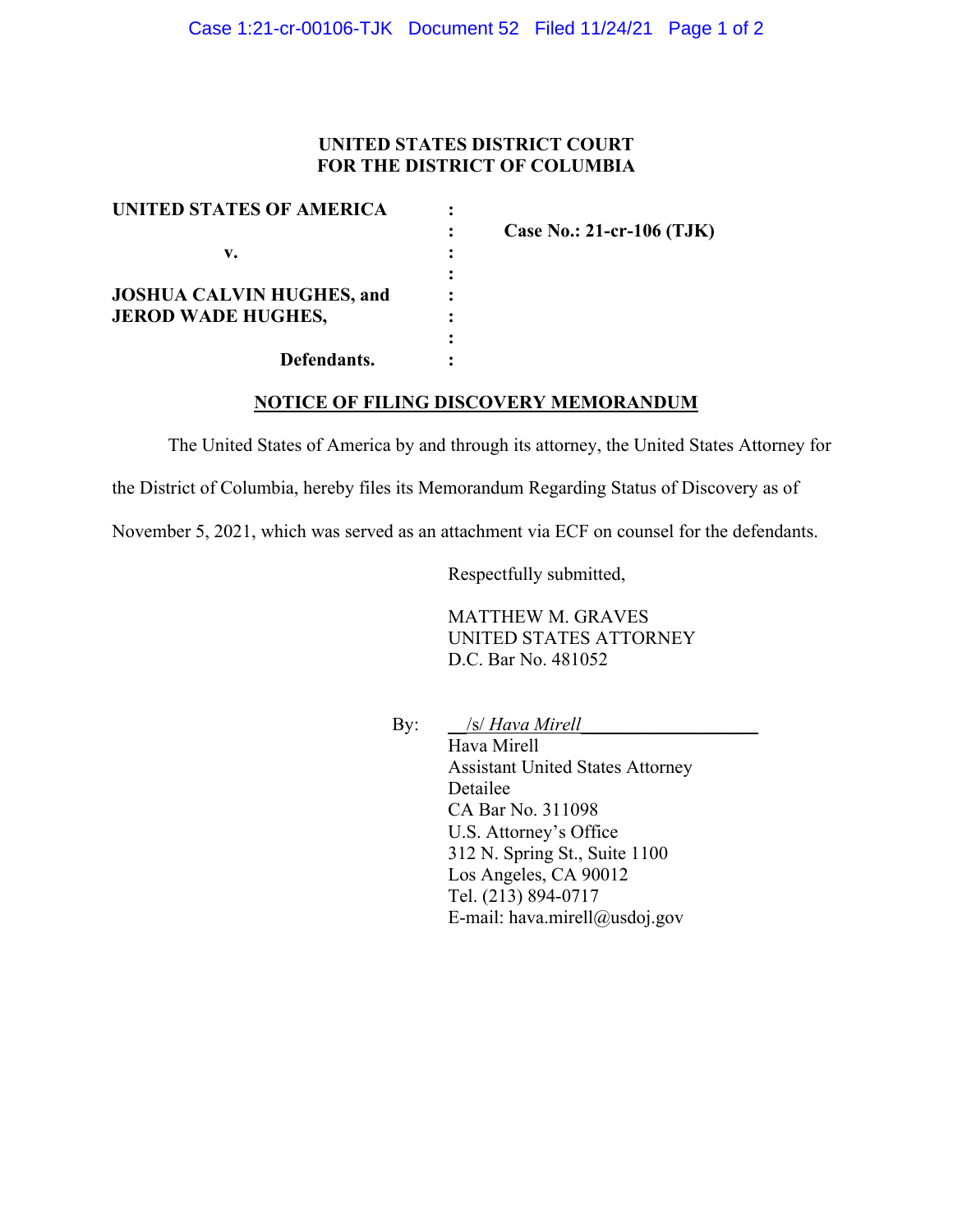**UNITED STATES DISTRICT COURT**
**FOR THE DISTRICT OF COLUMBIA**

| | | |
|---|---|---|
| **UNITED STATES OF AMERICA** | : | |
| | : | **Case No.: 21-cr-106 (TJK)** |
| **v.** | : | |
| | : | |
| **JOSHUA CALVIN HUGHES, and** | : | |
| **JEROD WADE HUGHES,** | : | |
| | : | |
| **Defendants.** | : | |

**NOTICE OF FILING DISCOVERY MEMORANDUM**

The United States of America by and through its attorney, the United States Attorney for the District of Columbia, hereby files its Memorandum Regarding Status of Discovery as of November 5, 2021, which was served as an attachment via ECF on counsel for the defendants.

Respectfully submitted,

MATTHEW M. GRAVES
UNITED STATES ATTORNEY
D.C. Bar No. 481052

By: /s/ *Hava Mirell*
Hava Mirell
Assistant United States Attorney
Detailee
CA Bar No. 311098
U.S. Attorney's Office
312 N. Spring St., Suite 1100
Los Angeles, CA 90012
Tel. (213) 894-0717
E-mail: hava.mirell@usdoj.gov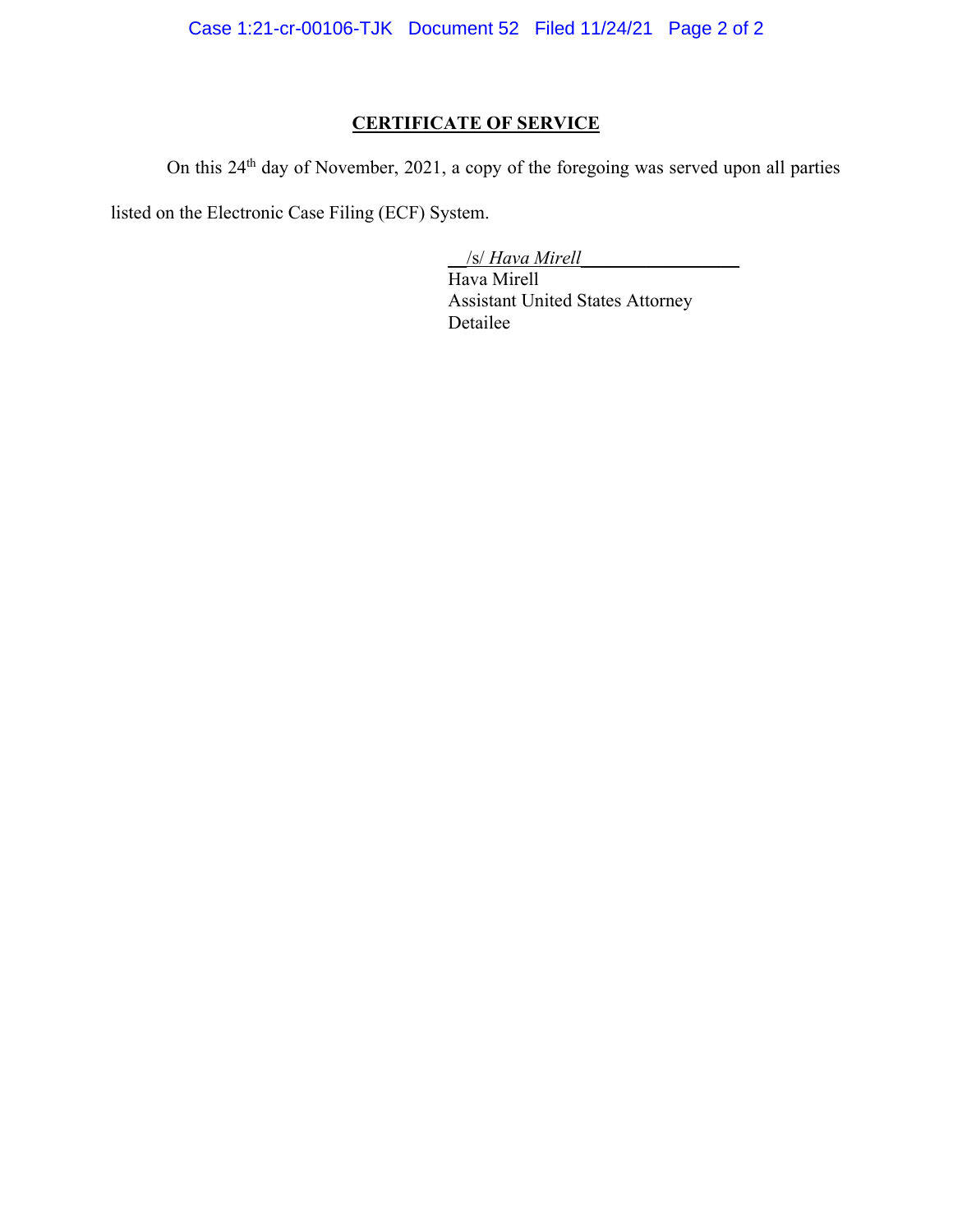## CERTIFICATE OF SERVICE

On this 24th day of November, 2021, a copy of the foregoing was served upon all parties listed on the Electronic Case Filing (ECF) System.

/s/ *Hava Mirell*
Hava Mirell
Assistant United States Attorney
Detailee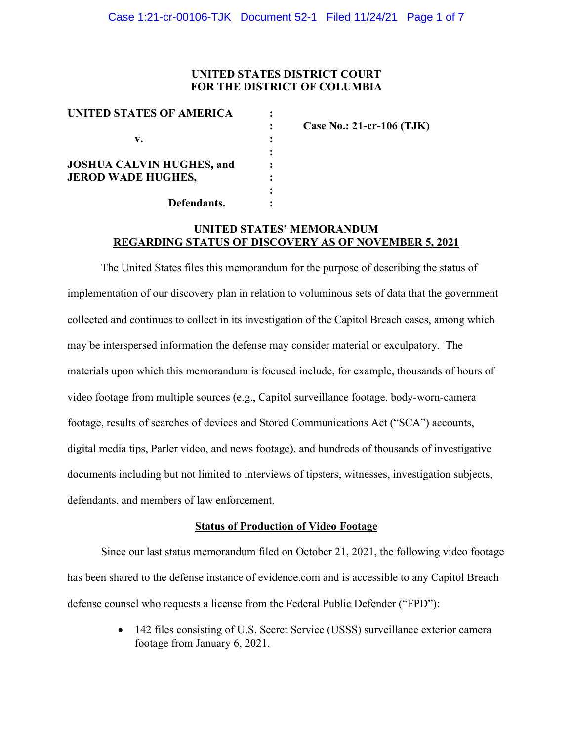UNITED STATES DISTRICT COURT
FOR THE DISTRICT OF COLUMBIA

| | | |
|---|---|---|
| UNITED STATES OF AMERICA | : | |
| | : | Case No.: 21-cr-106 (TJK) |
| v. | : | |
| | : | |
| JOSHUA CALVIN HUGHES, and | : | |
| JEROD WADE HUGHES, | : | |
| | : | |
| Defendants. | : | |

## UNITED STATES' MEMORANDUM REGARDING STATUS OF DISCOVERY AS OF NOVEMBER 5, 2021

The United States files this memorandum for the purpose of describing the status of implementation of our discovery plan in relation to voluminous sets of data that the government collected and continues to collect in its investigation of the Capitol Breach cases, among which may be interspersed information the defense may consider material or exculpatory. The materials upon which this memorandum is focused include, for example, thousands of hours of video footage from multiple sources (e.g., Capitol surveillance footage, body-worn-camera footage, results of searches of devices and Stored Communications Act ("SCA") accounts, digital media tips, Parler video, and news footage), and hundreds of thousands of investigative documents including but not limited to interviews of tipsters, witnesses, investigation subjects, defendants, and members of law enforcement.

### Status of Production of Video Footage

Since our last status memorandum filed on October 21, 2021, the following video footage has been shared to the defense instance of evidence.com and is accessible to any Capitol Breach defense counsel who requests a license from the Federal Public Defender ("FPD"):

- 142 files consisting of U.S. Secret Service (USSS) surveillance exterior camera footage from January 6, 2021.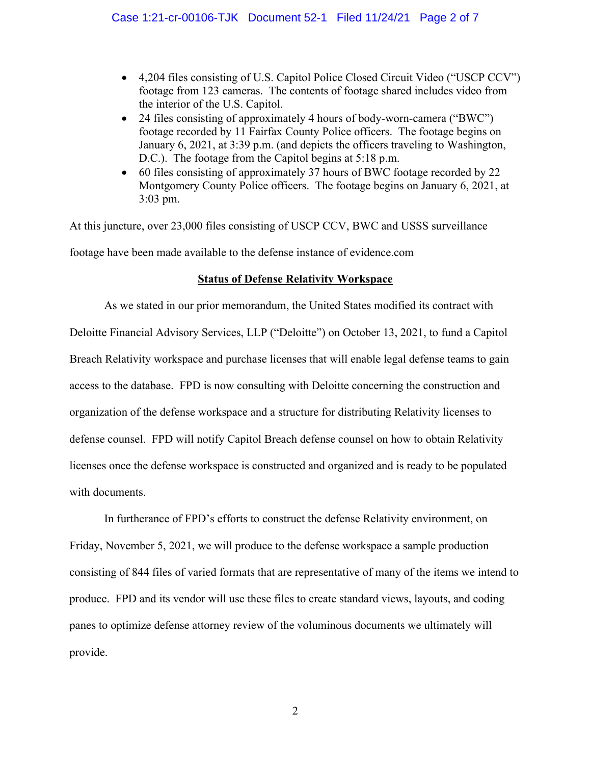- 4,204 files consisting of U.S. Capitol Police Closed Circuit Video ("USCP CCV") footage from 123 cameras. The contents of footage shared includes video from the interior of the U.S. Capitol.
- 24 files consisting of approximately 4 hours of body-worn-camera ("BWC") footage recorded by 11 Fairfax County Police officers. The footage begins on January 6, 2021, at 3:39 p.m. (and depicts the officers traveling to Washington, D.C.). The footage from the Capitol begins at 5:18 p.m.
- 60 files consisting of approximately 37 hours of BWC footage recorded by 22 Montgomery County Police officers. The footage begins on January 6, 2021, at 3:03 pm.

At this juncture, over 23,000 files consisting of USCP CCV, BWC and USSS surveillance footage have been made available to the defense instance of evidence.com

**Status of Defense Relativity Workspace**

As we stated in our prior memorandum, the United States modified its contract with Deloitte Financial Advisory Services, LLP ("Deloitte") on October 13, 2021, to fund a Capitol Breach Relativity workspace and purchase licenses that will enable legal defense teams to gain access to the database. FPD is now consulting with Deloitte concerning the construction and organization of the defense workspace and a structure for distributing Relativity licenses to defense counsel. FPD will notify Capitol Breach defense counsel on how to obtain Relativity licenses once the defense workspace is constructed and organized and is ready to be populated with documents.

In furtherance of FPD's efforts to construct the defense Relativity environment, on Friday, November 5, 2021, we will produce to the defense workspace a sample production consisting of 844 files of varied formats that are representative of many of the items we intend to produce. FPD and its vendor will use these files to create standard views, layouts, and coding panes to optimize defense attorney review of the voluminous documents we ultimately will provide.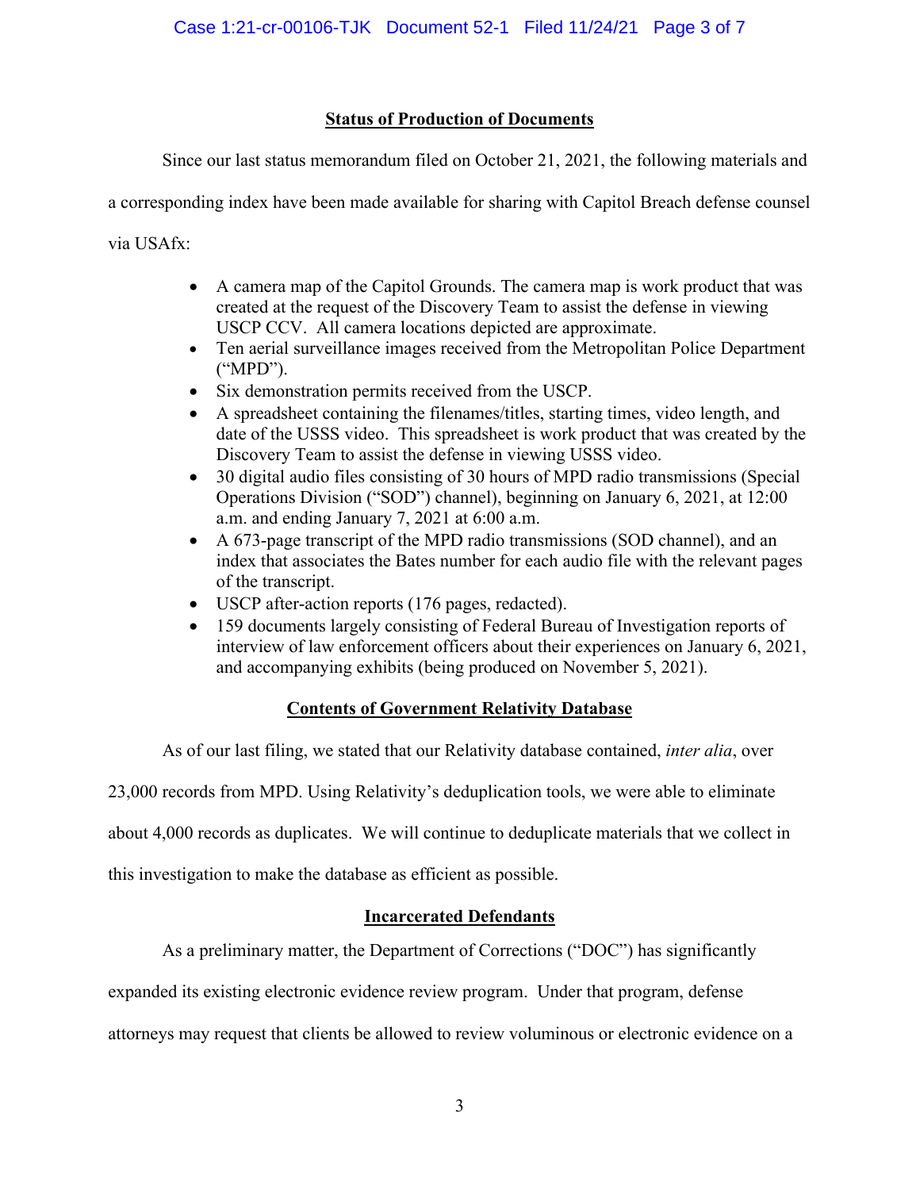## Status of Production of Documents

Since our last status memorandum filed on October 21, 2021, the following materials and a corresponding index have been made available for sharing with Capitol Breach defense counsel via USAfx:

- A camera map of the Capitol Grounds. The camera map is work product that was created at the request of the Discovery Team to assist the defense in viewing USCP CCV. All camera locations depicted are approximate.
- Ten aerial surveillance images received from the Metropolitan Police Department ("MPD").
- Six demonstration permits received from the USCP.
- A spreadsheet containing the filenames/titles, starting times, video length, and date of the USSS video. This spreadsheet is work product that was created by the Discovery Team to assist the defense in viewing USSS video.
- 30 digital audio files consisting of 30 hours of MPD radio transmissions (Special Operations Division ("SOD") channel), beginning on January 6, 2021, at 12:00 a.m. and ending January 7, 2021 at 6:00 a.m.
- A 673-page transcript of the MPD radio transmissions (SOD channel), and an index that associates the Bates number for each audio file with the relevant pages of the transcript.
- USCP after-action reports (176 pages, redacted).
- 159 documents largely consisting of Federal Bureau of Investigation reports of interview of law enforcement officers about their experiences on January 6, 2021, and accompanying exhibits (being produced on November 5, 2021).

## Contents of Government Relativity Database

As of our last filing, we stated that our Relativity database contained, *inter alia*, over 23,000 records from MPD. Using Relativity's deduplication tools, we were able to eliminate about 4,000 records as duplicates. We will continue to deduplicate materials that we collect in this investigation to make the database as efficient as possible.

## Incarcerated Defendants

As a preliminary matter, the Department of Corrections ("DOC") has significantly expanded its existing electronic evidence review program. Under that program, defense attorneys may request that clients be allowed to review voluminous or electronic evidence on a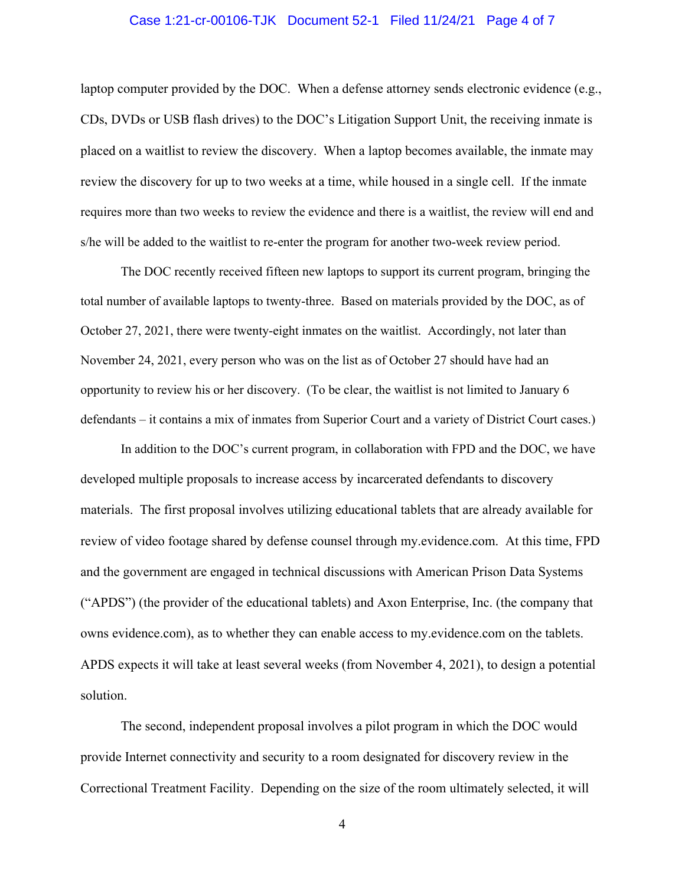laptop computer provided by the DOC. When a defense attorney sends electronic evidence (e.g., CDs, DVDs or USB flash drives) to the DOC's Litigation Support Unit, the receiving inmate is placed on a waitlist to review the discovery. When a laptop becomes available, the inmate may review the discovery for up to two weeks at a time, while housed in a single cell. If the inmate requires more than two weeks to review the evidence and there is a waitlist, the review will end and s/he will be added to the waitlist to re-enter the program for another two-week review period.

The DOC recently received fifteen new laptops to support its current program, bringing the total number of available laptops to twenty-three. Based on materials provided by the DOC, as of October 27, 2021, there were twenty-eight inmates on the waitlist. Accordingly, not later than November 24, 2021, every person who was on the list as of October 27 should have had an opportunity to review his or her discovery. (To be clear, the waitlist is not limited to January 6 defendants – it contains a mix of inmates from Superior Court and a variety of District Court cases.)

In addition to the DOC's current program, in collaboration with FPD and the DOC, we have developed multiple proposals to increase access by incarcerated defendants to discovery materials. The first proposal involves utilizing educational tablets that are already available for review of video footage shared by defense counsel through my.evidence.com. At this time, FPD and the government are engaged in technical discussions with American Prison Data Systems ("APDS") (the provider of the educational tablets) and Axon Enterprise, Inc. (the company that owns evidence.com), as to whether they can enable access to my.evidence.com on the tablets. APDS expects it will take at least several weeks (from November 4, 2021), to design a potential solution.

The second, independent proposal involves a pilot program in which the DOC would provide Internet connectivity and security to a room designated for discovery review in the Correctional Treatment Facility. Depending on the size of the room ultimately selected, it will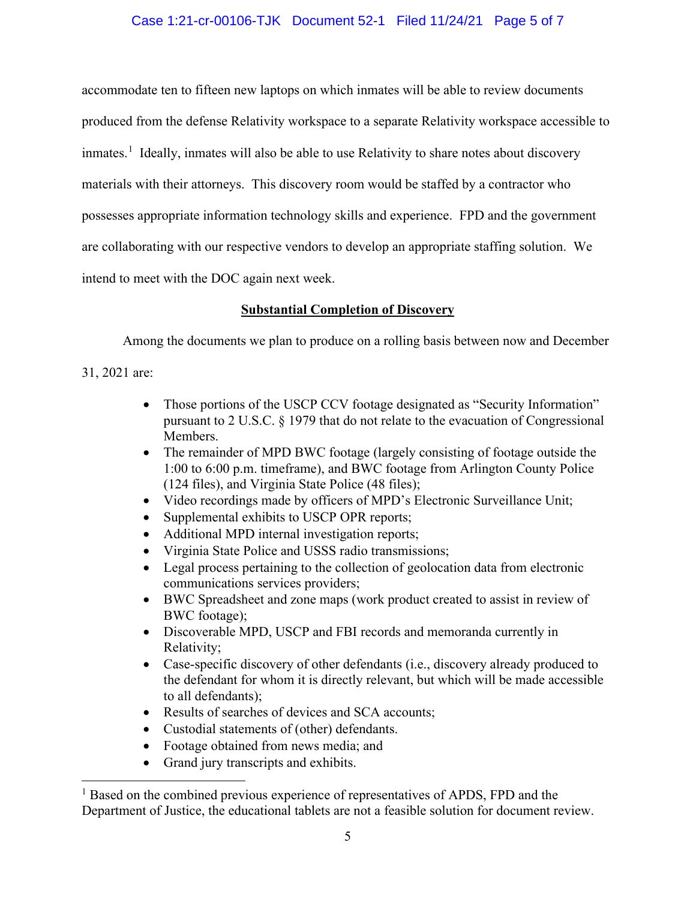accommodate ten to fifteen new laptops on which inmates will be able to review documents produced from the defense Relativity workspace to a separate Relativity workspace accessible to inmates.[1] Ideally, inmates will also be able to use Relativity to share notes about discovery materials with their attorneys. This discovery room would be staffed by a contractor who possesses appropriate information technology skills and experience. FPD and the government are collaborating with our respective vendors to develop an appropriate staffing solution. We intend to meet with the DOC again next week.

**Substantial Completion of Discovery**

Among the documents we plan to produce on a rolling basis between now and December 31, 2021 are:

- Those portions of the USCP CCV footage designated as "Security Information" pursuant to 2 U.S.C. § 1979 that do not relate to the evacuation of Congressional Members.
- The remainder of MPD BWC footage (largely consisting of footage outside the 1:00 to 6:00 p.m. timeframe), and BWC footage from Arlington County Police (124 files), and Virginia State Police (48 files);
- Video recordings made by officers of MPD's Electronic Surveillance Unit;
- Supplemental exhibits to USCP OPR reports;
- Additional MPD internal investigation reports;
- Virginia State Police and USSS radio transmissions;
- Legal process pertaining to the collection of geolocation data from electronic communications services providers;
- BWC Spreadsheet and zone maps (work product created to assist in review of BWC footage);
- Discoverable MPD, USCP and FBI records and memoranda currently in Relativity;
- Case-specific discovery of other defendants (i.e., discovery already produced to the defendant for whom it is directly relevant, but which will be made accessible to all defendants);
- Results of searches of devices and SCA accounts;
- Custodial statements of (other) defendants.
- Footage obtained from news media; and
- Grand jury transcripts and exhibits.

[1] Based on the combined previous experience of representatives of APDS, FPD and the Department of Justice, the educational tablets are not a feasible solution for document review.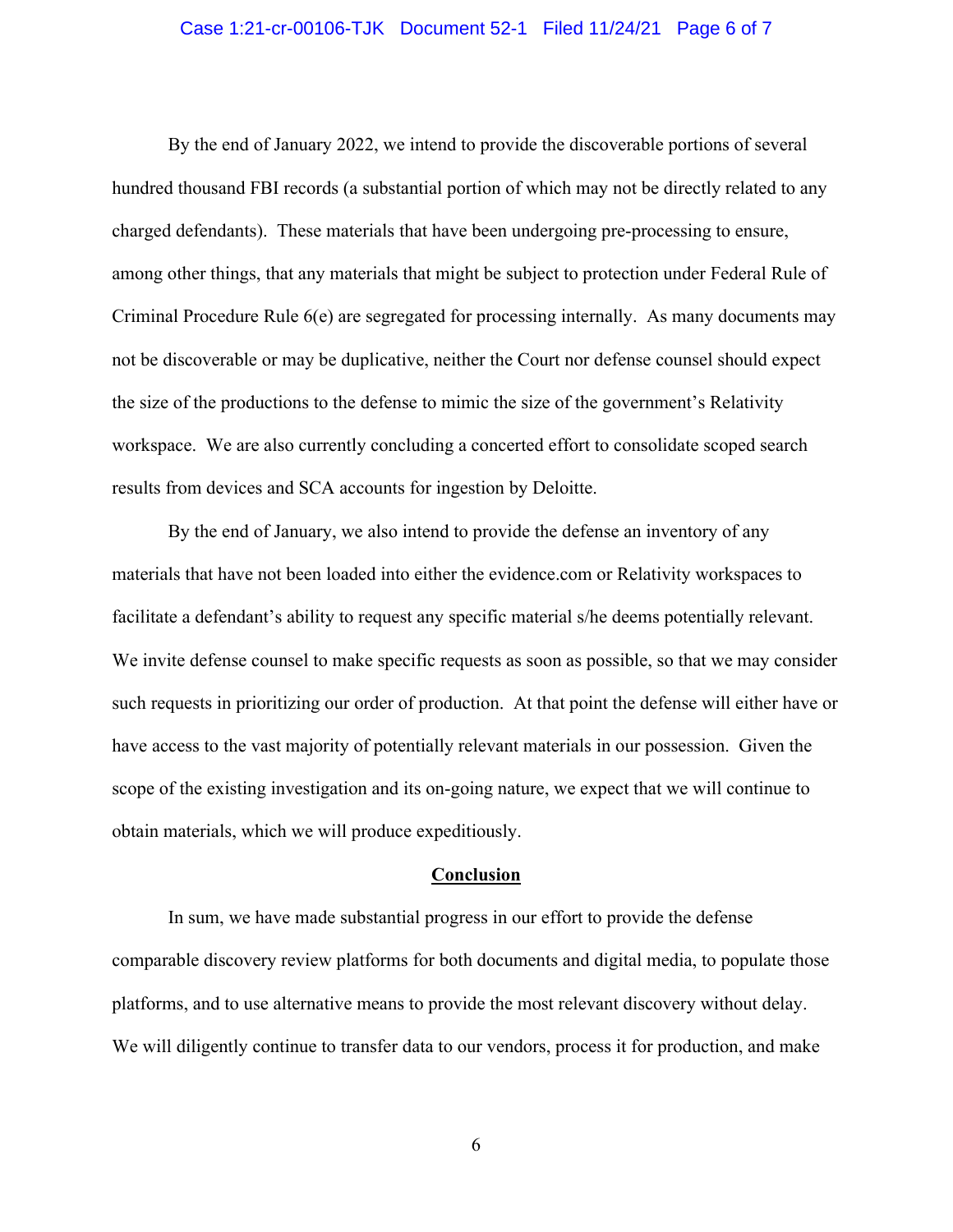By the end of January 2022, we intend to provide the discoverable portions of several hundred thousand FBI records (a substantial portion of which may not be directly related to any charged defendants). These materials that have been undergoing pre-processing to ensure, among other things, that any materials that might be subject to protection under Federal Rule of Criminal Procedure Rule 6(e) are segregated for processing internally. As many documents may not be discoverable or may be duplicative, neither the Court nor defense counsel should expect the size of the productions to the defense to mimic the size of the government's Relativity workspace. We are also currently concluding a concerted effort to consolidate scoped search results from devices and SCA accounts for ingestion by Deloitte.

By the end of January, we also intend to provide the defense an inventory of any materials that have not been loaded into either the evidence.com or Relativity workspaces to facilitate a defendant's ability to request any specific material s/he deems potentially relevant. We invite defense counsel to make specific requests as soon as possible, so that we may consider such requests in prioritizing our order of production. At that point the defense will either have or have access to the vast majority of potentially relevant materials in our possession. Given the scope of the existing investigation and its on-going nature, we expect that we will continue to obtain materials, which we will produce expeditiously.

## Conclusion

In sum, we have made substantial progress in our effort to provide the defense comparable discovery review platforms for both documents and digital media, to populate those platforms, and to use alternative means to provide the most relevant discovery without delay. We will diligently continue to transfer data to our vendors, process it for production, and make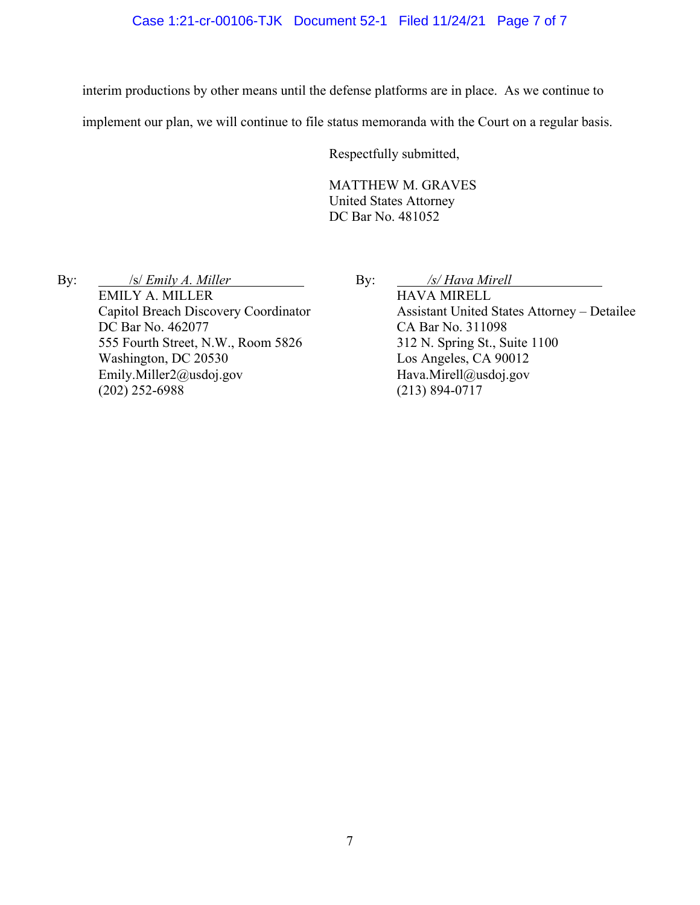interim productions by other means until the defense platforms are in place. As we continue to implement our plan, we will continue to file status memoranda with the Court on a regular basis.

Respectfully submitted,

MATTHEW M. GRAVES
United States Attorney
DC Bar No. 481052

By: /s/ *Emily A. Miller*
EMILY A. MILLER
Capitol Breach Discovery Coordinator
DC Bar No. 462077
555 Fourth Street, N.W., Room 5826
Washington, DC 20530
Emily.Miller2@usdoj.gov
(202) 252-6988

By: */s/ Hava Mirell*
HAVA MIRELL
Assistant United States Attorney – Detailee
CA Bar No. 311098
312 N. Spring St., Suite 1100
Los Angeles, CA 90012
Hava.Mirell@usdoj.gov
(213) 894-0717